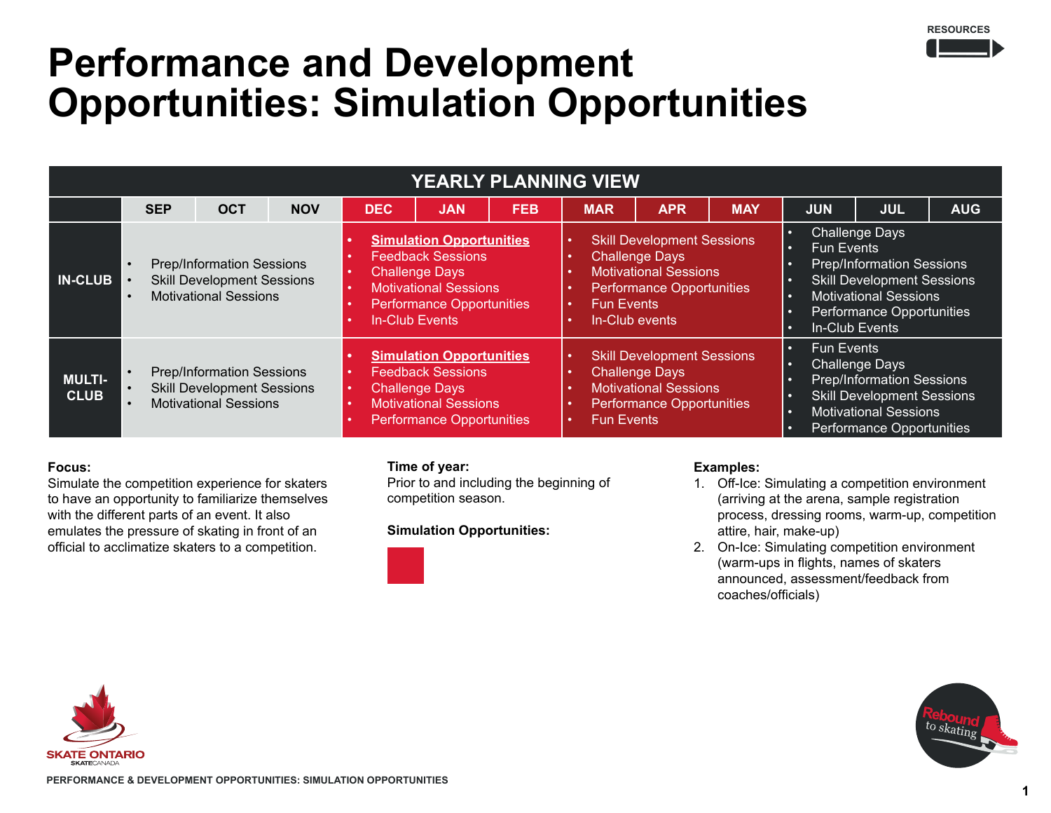RESOURCES

# Performance and Development Opportunities: Simulation Opportunities

| YEARLY PLANNING VIEW | | | |
|---|---|---|---|
| | SEP / OCT / NOV | DEC / JAN / FEB | MAR / APR / MAY | JUN / JUL / AUG |
| **IN-CLUB** | • Prep/Information Sessions<br>• Skill Development Sessions<br>• Motivational Sessions | • **Simulation Opportunities**<br>• Feedback Sessions<br>• Challenge Days<br>• Motivational Sessions<br>• Performance Opportunities<br>• In-Club Events | • Skill Development Sessions<br>• Challenge Days<br>• Motivational Sessions<br>• Performance Opportunities<br>• Fun Events<br>• In-Club events | • Challenge Days<br>• Fun Events<br>• Prep/Information Sessions<br>• Skill Development Sessions<br>• Motivational Sessions<br>• Performance Opportunities<br>• In-Club Events |
| **MULTI-CLUB** | • Prep/Information Sessions<br>• Skill Development Sessions<br>• Motivational Sessions | • **Simulation Opportunities**<br>• Feedback Sessions<br>• Challenge Days<br>• Motivational Sessions<br>• Performance Opportunities | • Skill Development Sessions<br>• Challenge Days<br>• Motivational Sessions<br>• Performance Opportunities<br>• Fun Events | • Fun Events<br>• Challenge Days<br>• Prep/Information Sessions<br>• Skill Development Sessions<br>• Motivational Sessions<br>• Performance Opportunities |

**Focus:**
Simulate the competition experience for skaters to have an opportunity to familiarize themselves with the different parts of an event. It also emulates the pressure of skating in front of an official to acclimatize skaters to a competition.

**Time of year:**
Prior to and including the beginning of competition season.

**Simulation Opportunities:**

**Examples:**

1. Off-Ice: Simulating a competition environment (arriving at the arena, sample registration process, dressing rooms, warm-up, competition attire, hair, make-up)
2. On-Ice: Simulating competition environment (warm-ups in flights, names of skaters announced, assessment/feedback from coaches/officials)

SKATE ONTARIO
SKATECANADA

Rebound to skating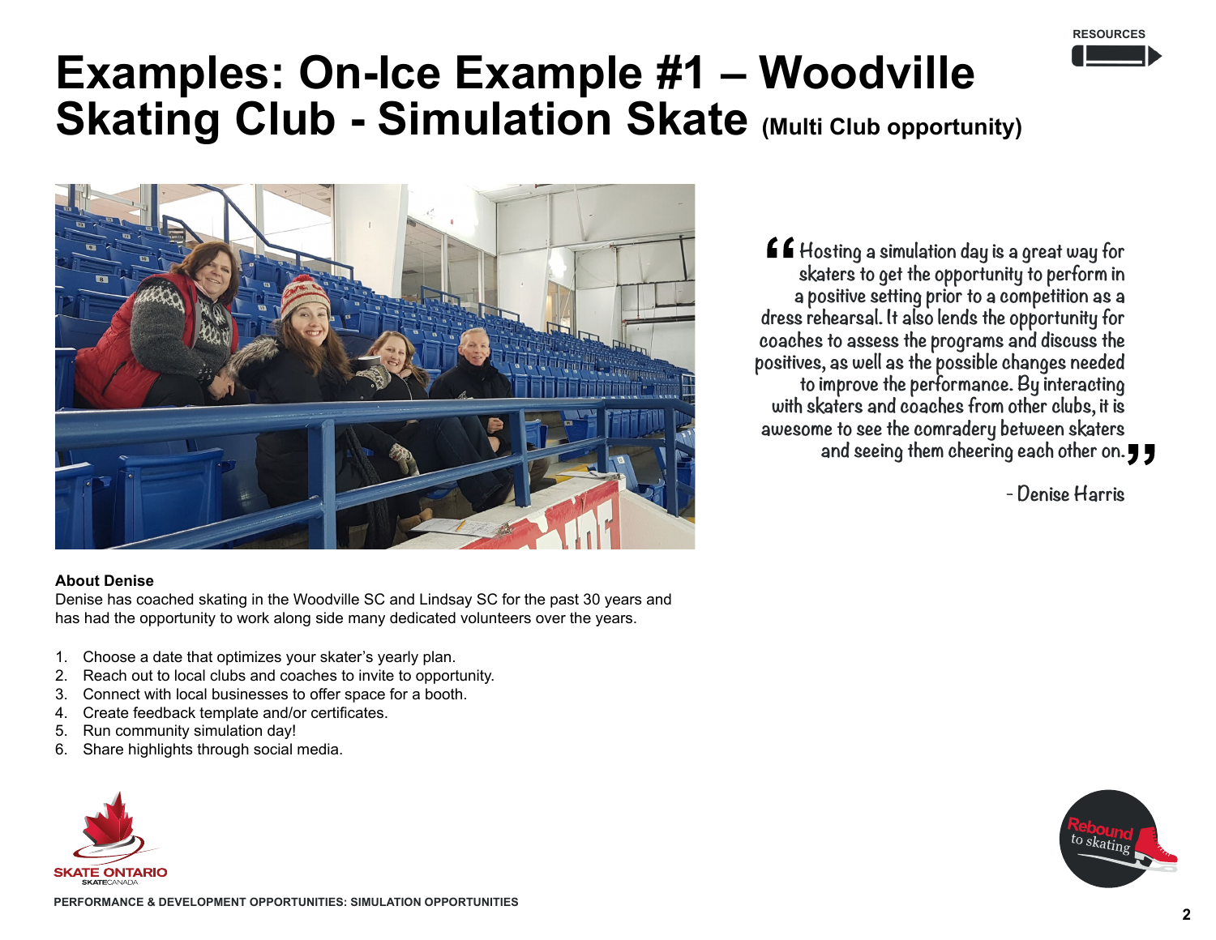# Examples: On-Ice Example #1 – Woodville Skating Club - Simulation Skate (Multi Club opportunity)

> "Hosting a simulation day is a great way for skaters to get the opportunity to perform in a positive setting prior to a competition as a dress rehearsal. It also lends the opportunity for coaches to assess the programs and discuss the positives, as well as the possible changes needed to improve the performance. By interacting with skaters and coaches from other clubs, it is awesome to see the comradery between skaters and seeing them cheering each other on."
>
> \- Denise Harris

**About Denise**

Denise has coached skating in the Woodville SC and Lindsay SC for the past 30 years and has had the opportunity to work along side many dedicated volunteers over the years.

1. Choose a date that optimizes your skater's yearly plan.
2. Reach out to local clubs and coaches to invite to opportunity.
3. Connect with local businesses to offer space for a booth.
4. Create feedback template and/or certificates.
5. Run community simulation day!
6. Share highlights through social media.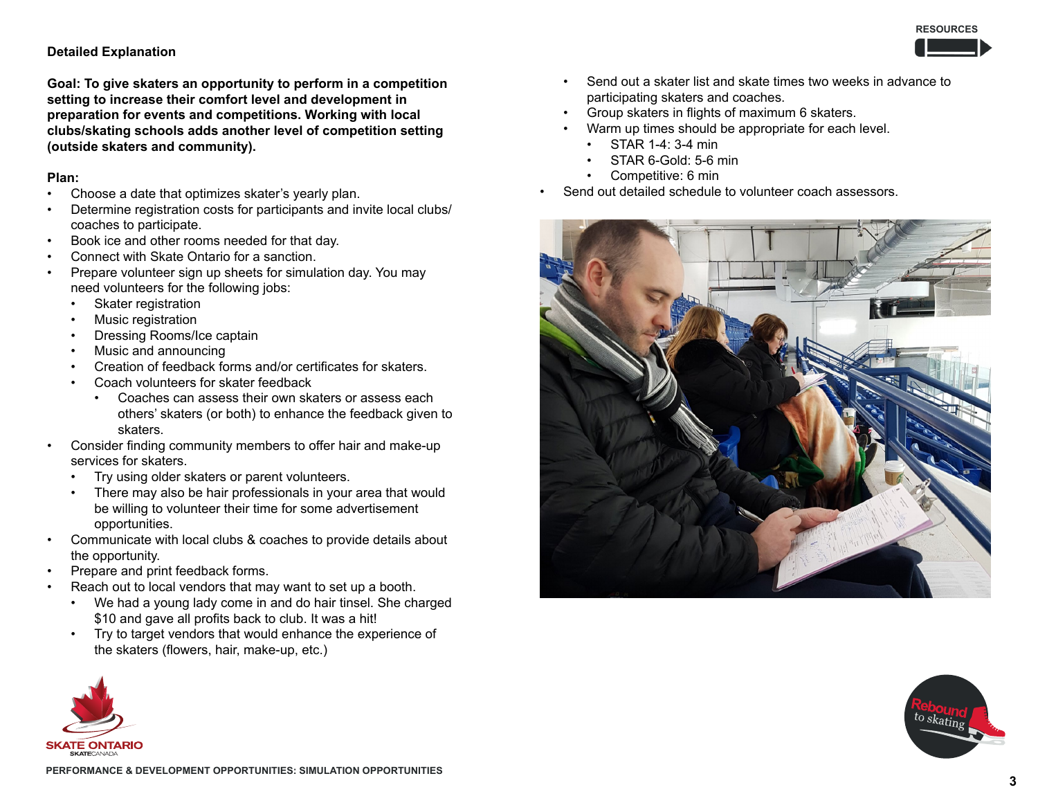**Detailed Explanation**

**Goal: To give skaters an opportunity to perform in a competition setting to increase their comfort level and development in preparation for events and competitions. Working with local clubs/skating schools adds another level of competition setting (outside skaters and community).**

**Plan:**

- Choose a date that optimizes skater's yearly plan.
- Determine registration costs for participants and invite local clubs/ coaches to participate.
- Book ice and other rooms needed for that day.
- Connect with Skate Ontario for a sanction.
- Prepare volunteer sign up sheets for simulation day. You may need volunteers for the following jobs:
  - Skater registration
  - Music registration
  - Dressing Rooms/Ice captain
  - Music and announcing
  - Creation of feedback forms and/or certificates for skaters.
  - Coach volunteers for skater feedback
    - Coaches can assess their own skaters or assess each others' skaters (or both) to enhance the feedback given to skaters.
- Consider finding community members to offer hair and make-up services for skaters.
  - Try using older skaters or parent volunteers.
  - There may also be hair professionals in your area that would be willing to volunteer their time for some advertisement opportunities.
- Communicate with local clubs & coaches to provide details about the opportunity.
- Prepare and print feedback forms.
- Reach out to local vendors that may want to set up a booth.
  - We had a young lady come in and do hair tinsel. She charged $10 and gave all profits back to club. It was a hit!
  - Try to target vendors that would enhance the experience of the skaters (flowers, hair, make-up, etc.)
  - Send out a skater list and skate times two weeks in advance to participating skaters and coaches.
  - Group skaters in flights of maximum 6 skaters.
  - Warm up times should be appropriate for each level.
    - STAR 1-4: 3-4 min
    - STAR 6-Gold: 5-6 min
    - Competitive: 6 min
- Send out detailed schedule to volunteer coach assessors.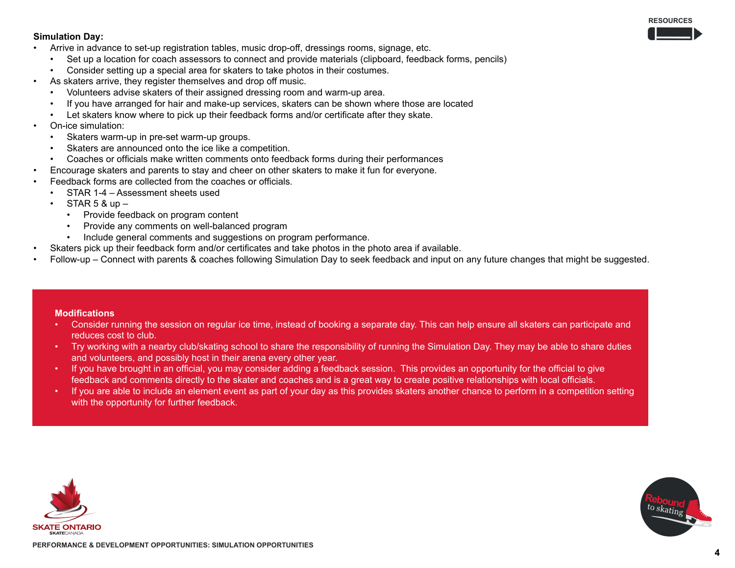**Simulation Day:**

- Arrive in advance to set-up registration tables, music drop-off, dressings rooms, signage, etc.
  - Set up a location for coach assessors to connect and provide materials (clipboard, feedback forms, pencils)
  - Consider setting up a special area for skaters to take photos in their costumes.
- As skaters arrive, they register themselves and drop off music.
  - Volunteers advise skaters of their assigned dressing room and warm-up area.
  - If you have arranged for hair and make-up services, skaters can be shown where those are located
  - Let skaters know where to pick up their feedback forms and/or certificate after they skate.
- On-ice simulation:
  - Skaters warm-up in pre-set warm-up groups.
  - Skaters are announced onto the ice like a competition.
  - Coaches or officials make written comments onto feedback forms during their performances
- Encourage skaters and parents to stay and cheer on other skaters to make it fun for everyone.
- Feedback forms are collected from the coaches or officials.
  - STAR 1-4 – Assessment sheets used
  - STAR 5 & up –
    - Provide feedback on program content
    - Provide any comments on well-balanced program
    - Include general comments and suggestions on program performance.
- Skaters pick up their feedback form and/or certificates and take photos in the photo area if available.
- Follow-up – Connect with parents & coaches following Simulation Day to seek feedback and input on any future changes that might be suggested.

**Modifications**

- Consider running the session on regular ice time, instead of booking a separate day. This can help ensure all skaters can participate and reduces cost to club.
- Try working with a nearby club/skating school to share the responsibility of running the Simulation Day. They may be able to share duties and volunteers, and possibly host in their arena every other year.
- If you have brought in an official, you may consider adding a feedback session. This provides an opportunity for the official to give feedback and comments directly to the skater and coaches and is a great way to create positive relationships with local officials.
- If you are able to include an element event as part of your day as this provides skaters another chance to perform in a competition setting with the opportunity for further feedback.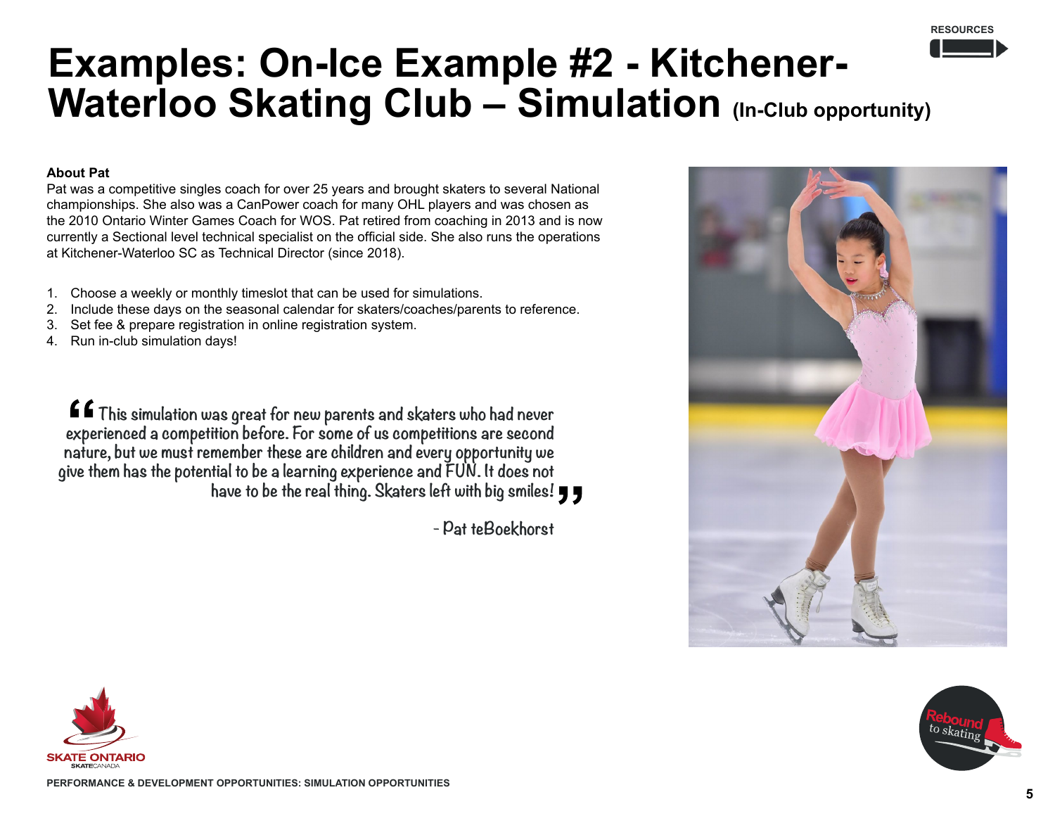# Examples: On-Ice Example #2 - Kitchener-Waterloo Skating Club – Simulation (In-Club opportunity)

**About Pat**
Pat was a competitive singles coach for over 25 years and brought skaters to several National championships. She also was a CanPower coach for many OHL players and was chosen as the 2010 Ontario Winter Games Coach for WOS. Pat retired from coaching in 2013 and is now currently a Sectional level technical specialist on the official side. She also runs the operations at Kitchener-Waterloo SC as Technical Director (since 2018).

1. Choose a weekly or monthly timeslot that can be used for simulations.
2. Include these days on the seasonal calendar for skaters/coaches/parents to reference.
3. Set fee & prepare registration in online registration system.
4. Run in-club simulation days!

> "This simulation was great for new parents and skaters who had never experienced a competition before. For some of us competitions are second nature, but we must remember these are children and every opportunity we give them has the potential to be a learning experience and FUN. It does not have to be the real thing. Skaters left with big smiles!"
>
> \- Pat teBoekhorst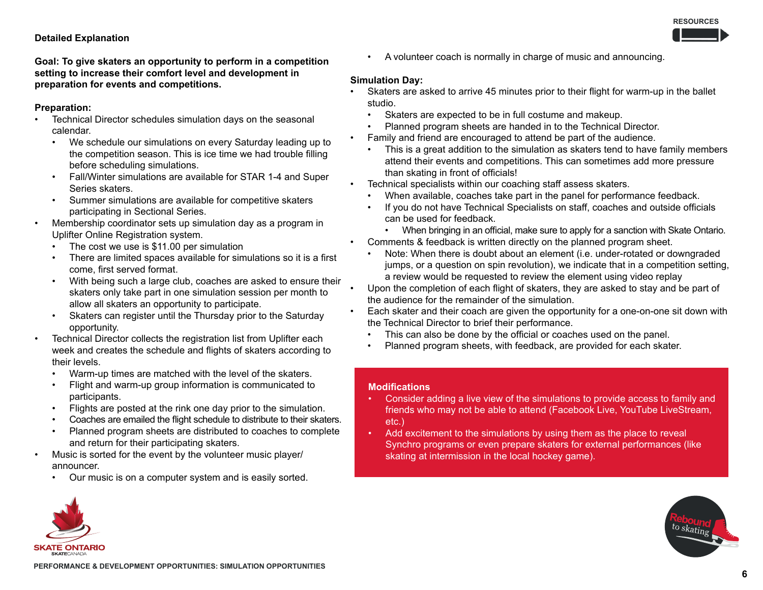**Detailed Explanation**

**Goal: To give skaters an opportunity to perform in a competition setting to increase their comfort level and development in preparation for events and competitions.**

**Preparation:**

- Technical Director schedules simulation days on the seasonal calendar.
  - We schedule our simulations on every Saturday leading up to the competition season. This is ice time we had trouble filling before scheduling simulations.
  - Fall/Winter simulations are available for STAR 1-4 and Super Series skaters.
  - Summer simulations are available for competitive skaters participating in Sectional Series.
- Membership coordinator sets up simulation day as a program in Uplifter Online Registration system.
  - The cost we use is $11.00 per simulation
  - There are limited spaces available for simulations so it is a first come, first served format.
  - With being such a large club, coaches are asked to ensure their skaters only take part in one simulation session per month to allow all skaters an opportunity to participate.
  - Skaters can register until the Thursday prior to the Saturday opportunity.
- Technical Director collects the registration list from Uplifter each week and creates the schedule and flights of skaters according to their levels.
  - Warm-up times are matched with the level of the skaters.
  - Flight and warm-up group information is communicated to participants.
  - Flights are posted at the rink one day prior to the simulation.
  - Coaches are emailed the flight schedule to distribute to their skaters.
  - Planned program sheets are distributed to coaches to complete and return for their participating skaters.
- Music is sorted for the event by the volunteer music player/announcer.
  - Our music is on a computer system and is easily sorted.
  - A volunteer coach is normally in charge of music and announcing.

**Simulation Day:**

- Skaters are asked to arrive 45 minutes prior to their flight for warm-up in the ballet studio.
  - Skaters are expected to be in full costume and makeup.
  - Planned program sheets are handed in to the Technical Director.
- Family and friend are encouraged to attend be part of the audience.
  - This is a great addition to the simulation as skaters tend to have family members attend their events and competitions. This can sometimes add more pressure than skating in front of officials!
- Technical specialists within our coaching staff assess skaters.
  - When available, coaches take part in the panel for performance feedback.
  - If you do not have Technical Specialists on staff, coaches and outside officials can be used for feedback.
    - When bringing in an official, make sure to apply for a sanction with Skate Ontario.
- Comments & feedback is written directly on the planned program sheet.
  - Note: When there is doubt about an element (i.e. under-rotated or downgraded jumps, or a question on spin revolution), we indicate that in a competition setting, a review would be requested to review the element using video replay
- Upon the completion of each flight of skaters, they are asked to stay and be part of the audience for the remainder of the simulation.
- Each skater and their coach are given the opportunity for a one-on-one sit down with the Technical Director to brief their performance.
  - This can also be done by the official or coaches used on the panel.
  - Planned program sheets, with feedback, are provided for each skater.

**Modifications**

- Consider adding a live view of the simulations to provide access to family and friends who may not be able to attend (Facebook Live, YouTube LiveStream, etc.)
- Add excitement to the simulations by using them as the place to reveal Synchro programs or even prepare skaters for external performances (like skating at intermission in the local hockey game).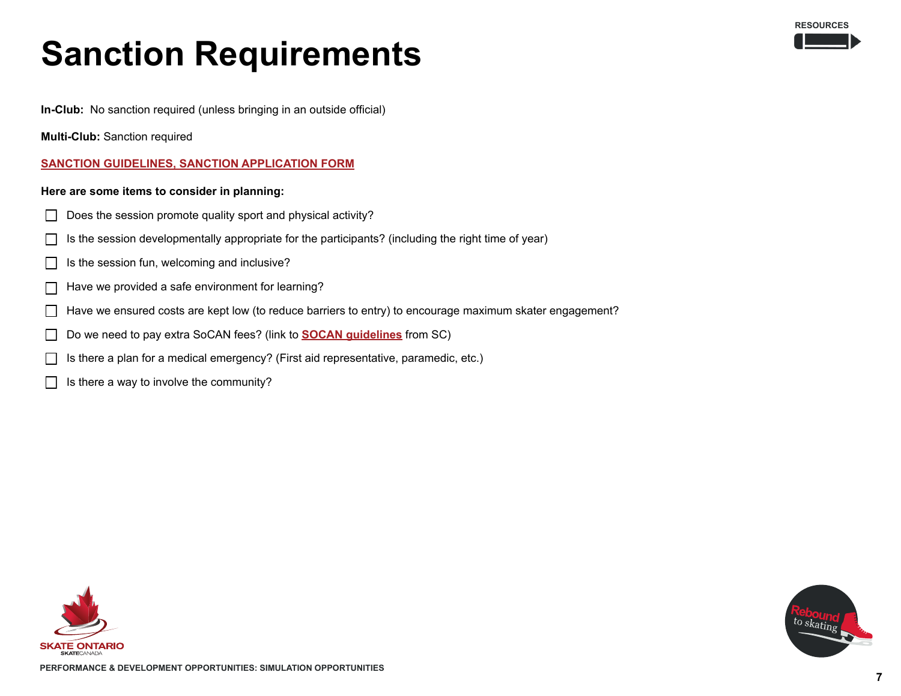# Sanction Requirements

**In-Club:** No sanction required (unless bringing in an outside official)

**Multi-Club:** Sanction required

**SANCTION GUIDELINES, SANCTION APPLICATION FORM**

**Here are some items to consider in planning:**

- [ ] Does the session promote quality sport and physical activity?
- [ ] Is the session developmentally appropriate for the participants? (including the right time of year)
- [ ] Is the session fun, welcoming and inclusive?
- [ ] Have we provided a safe environment for learning?
- [ ] Have we ensured costs are kept low (to reduce barriers to entry) to encourage maximum skater engagement?
- [ ] Do we need to pay extra SoCAN fees? (link to **SOCAN guidelines** from SC)
- [ ] Is there a plan for a medical emergency? (First aid representative, paramedic, etc.)
- [ ] Is there a way to involve the community?